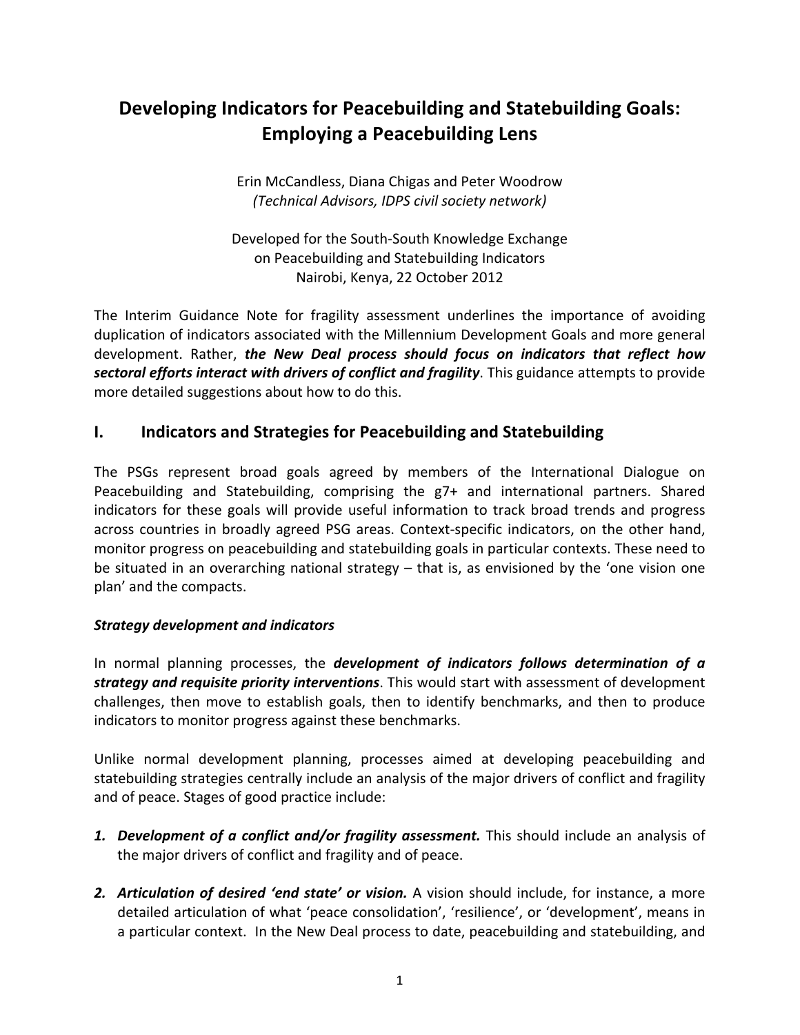# Developing Indicators for Peacebuilding and Statebuilding Goals: Employing a Peacebuilding Lens

Erin McCandless, Diana Chigas and Peter Woodrow
*(Technical Advisors, IDPS civil society network)*

Developed for the South-South Knowledge Exchange
on Peacebuilding and Statebuilding Indicators
Nairobi, Kenya, 22 October 2012

The Interim Guidance Note for fragility assessment underlines the importance of avoiding duplication of indicators associated with the Millennium Development Goals and more general development. Rather, ***the New Deal process should focus on indicators that reflect how sectoral efforts interact with drivers of conflict and fragility***. This guidance attempts to provide more detailed suggestions about how to do this.

## I. Indicators and Strategies for Peacebuilding and Statebuilding

The PSGs represent broad goals agreed by members of the International Dialogue on Peacebuilding and Statebuilding, comprising the g7+ and international partners. Shared indicators for these goals will provide useful information to track broad trends and progress across countries in broadly agreed PSG areas. Context-specific indicators, on the other hand, monitor progress on peacebuilding and statebuilding goals in particular contexts. These need to be situated in an overarching national strategy – that is, as envisioned by the 'one vision one plan' and the compacts.

***Strategy development and indicators***

In normal planning processes, the ***development of indicators follows determination of a strategy and requisite priority interventions***. This would start with assessment of development challenges, then move to establish goals, then to identify benchmarks, and then to produce indicators to monitor progress against these benchmarks.

Unlike normal development planning, processes aimed at developing peacebuilding and statebuilding strategies centrally include an analysis of the major drivers of conflict and fragility and of peace. Stages of good practice include:

1. ***Development of a conflict and/or fragility assessment.*** This should include an analysis of the major drivers of conflict and fragility and of peace.

2. ***Articulation of desired 'end state' or vision.*** A vision should include, for instance, a more detailed articulation of what 'peace consolidation', 'resilience', or 'development', means in a particular context. In the New Deal process to date, peacebuilding and statebuilding, and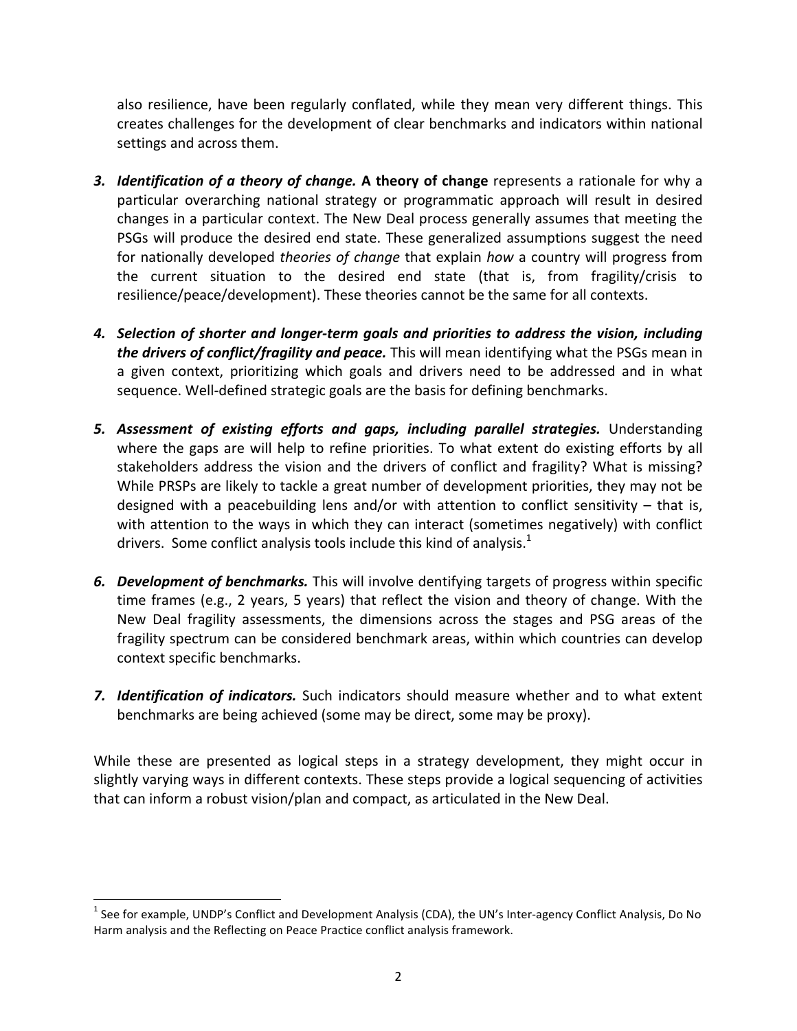also resilience, have been regularly conflated, while they mean very different things. This creates challenges for the development of clear benchmarks and indicators within national settings and across them.

3. ***Identification of a theory of change.*** **A theory of change** represents a rationale for why a particular overarching national strategy or programmatic approach will result in desired changes in a particular context. The New Deal process generally assumes that meeting the PSGs will produce the desired end state. These generalized assumptions suggest the need for nationally developed *theories of change* that explain *how* a country will progress from the current situation to the desired end state (that is, from fragility/crisis to resilience/peace/development). These theories cannot be the same for all contexts.

4. ***Selection of shorter and longer-term goals and priorities to address the vision, including the drivers of conflict/fragility and peace.*** This will mean identifying what the PSGs mean in a given context, prioritizing which goals and drivers need to be addressed and in what sequence. Well-defined strategic goals are the basis for defining benchmarks.

5. ***Assessment of existing efforts and gaps, including parallel strategies.*** Understanding where the gaps are will help to refine priorities. To what extent do existing efforts by all stakeholders address the vision and the drivers of conflict and fragility? What is missing? While PRSPs are likely to tackle a great number of development priorities, they may not be designed with a peacebuilding lens and/or with attention to conflict sensitivity – that is, with attention to the ways in which they can interact (sometimes negatively) with conflict drivers. Some conflict analysis tools include this kind of analysis.[1]

6. ***Development of benchmarks.*** This will involve dentifying targets of progress within specific time frames (e.g., 2 years, 5 years) that reflect the vision and theory of change. With the New Deal fragility assessments, the dimensions across the stages and PSG areas of the fragility spectrum can be considered benchmark areas, within which countries can develop context specific benchmarks.

7. ***Identification of indicators.*** Such indicators should measure whether and to what extent benchmarks are being achieved (some may be direct, some may be proxy).

While these are presented as logical steps in a strategy development, they might occur in slightly varying ways in different contexts. These steps provide a logical sequencing of activities that can inform a robust vision/plan and compact, as articulated in the New Deal.

---

[1] See for example, UNDP's Conflict and Development Analysis (CDA), the UN's Inter-agency Conflict Analysis, Do No Harm analysis and the Reflecting on Peace Practice conflict analysis framework.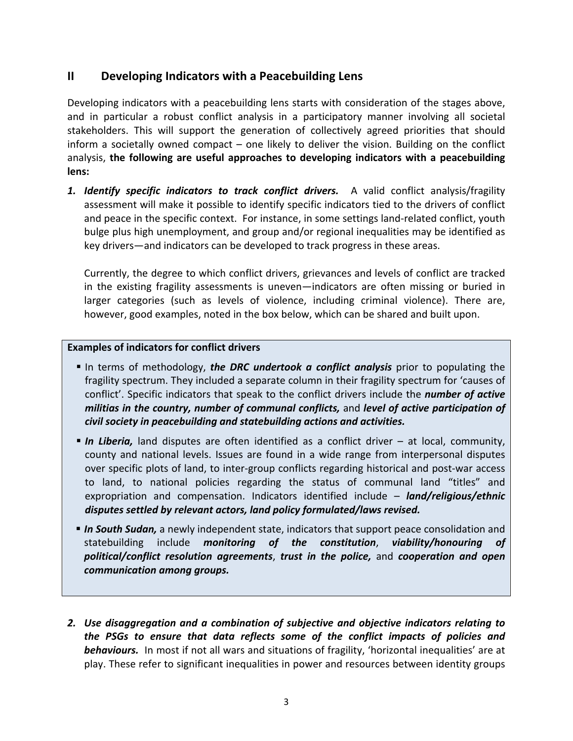## II Developing Indicators with a Peacebuilding Lens

Developing indicators with a peacebuilding lens starts with consideration of the stages above, and in particular a robust conflict analysis in a participatory manner involving all societal stakeholders. This will support the generation of collectively agreed priorities that should inform a societally owned compact – one likely to deliver the vision. Building on the conflict analysis, **the following are useful approaches to developing indicators with a peacebuilding lens:**

1. ***Identify specific indicators to track conflict drivers.*** A valid conflict analysis/fragility assessment will make it possible to identify specific indicators tied to the drivers of conflict and peace in the specific context. For instance, in some settings land-related conflict, youth bulge plus high unemployment, and group and/or regional inequalities may be identified as key drivers—and indicators can be developed to track progress in these areas.

   Currently, the degree to which conflict drivers, grievances and levels of conflict are tracked in the existing fragility assessments is uneven—indicators are often missing or buried in larger categories (such as levels of violence, including criminal violence). There are, however, good examples, noted in the box below, which can be shared and built upon.

> **Examples of indicators for conflict drivers**
>
> - In terms of methodology, ***the DRC undertook a conflict analysis*** prior to populating the fragility spectrum. They included a separate column in their fragility spectrum for 'causes of conflict'. Specific indicators that speak to the conflict drivers include the ***number of active militias in the country, number of communal conflicts,*** and ***level of active participation of civil society in peacebuilding and statebuilding actions and activities.***
> - ***In Liberia,*** land disputes are often identified as a conflict driver – at local, community, county and national levels. Issues are found in a wide range from interpersonal disputes over specific plots of land, to inter-group conflicts regarding historical and post-war access to land, to national policies regarding the status of communal land "titles" and expropriation and compensation. Indicators identified include – ***land/religious/ethnic disputes settled by relevant actors, land policy formulated/laws revised.***
> - ***In South Sudan,*** a newly independent state, indicators that support peace consolidation and statebuilding include ***monitoring of the constitution***, ***viability/honouring of political/conflict resolution agreements***, ***trust in the police,*** and ***cooperation and open communication among groups.***

2. ***Use disaggregation and a combination of subjective and objective indicators relating to the PSGs to ensure that data reflects some of the conflict impacts of policies and behaviours.*** In most if not all wars and situations of fragility, 'horizontal inequalities' are at play. These refer to significant inequalities in power and resources between identity groups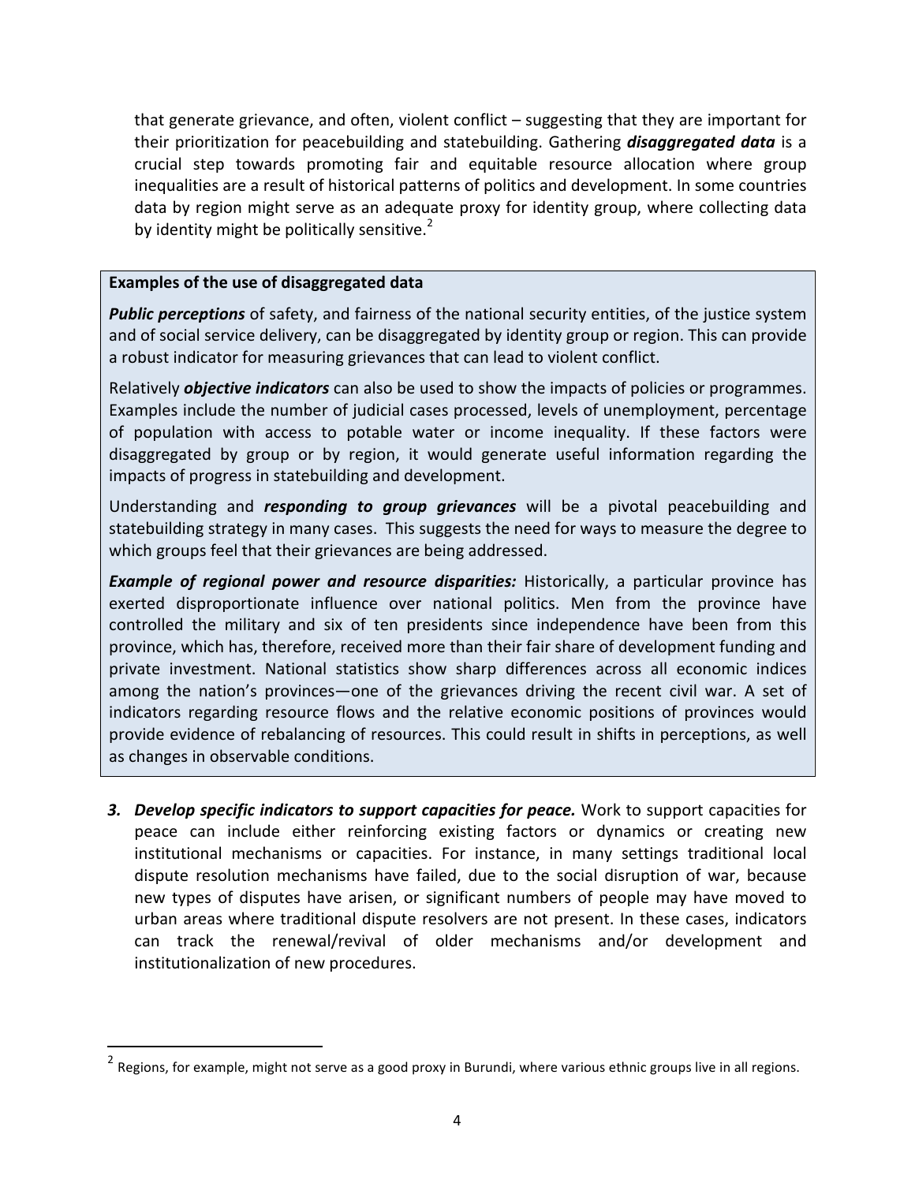that generate grievance, and often, violent conflict – suggesting that they are important for their prioritization for peacebuilding and statebuilding. Gathering ***disaggregated data*** is a crucial step towards promoting fair and equitable resource allocation where group inequalities are a result of historical patterns of politics and development. In some countries data by region might serve as an adequate proxy for identity group, where collecting data by identity might be politically sensitive.[2]

> **Examples of the use of disaggregated data**
>
> ***Public perceptions*** of safety, and fairness of the national security entities, of the justice system and of social service delivery, can be disaggregated by identity group or region. This can provide a robust indicator for measuring grievances that can lead to violent conflict.
>
> Relatively ***objective indicators*** can also be used to show the impacts of policies or programmes. Examples include the number of judicial cases processed, levels of unemployment, percentage of population with access to potable water or income inequality. If these factors were disaggregated by group or by region, it would generate useful information regarding the impacts of progress in statebuilding and development.
>
> Understanding and ***responding to group grievances*** will be a pivotal peacebuilding and statebuilding strategy in many cases. This suggests the need for ways to measure the degree to which groups feel that their grievances are being addressed.
>
> ***Example of regional power and resource disparities:*** Historically, a particular province has exerted disproportionate influence over national politics. Men from the province have controlled the military and six of ten presidents since independence have been from this province, which has, therefore, received more than their fair share of development funding and private investment. National statistics show sharp differences across all economic indices among the nation's provinces—one of the grievances driving the recent civil war. A set of indicators regarding resource flows and the relative economic positions of provinces would provide evidence of rebalancing of resources. This could result in shifts in perceptions, as well as changes in observable conditions.

3. ***Develop specific indicators to support capacities for peace.*** Work to support capacities for peace can include either reinforcing existing factors or dynamics or creating new institutional mechanisms or capacities. For instance, in many settings traditional local dispute resolution mechanisms have failed, due to the social disruption of war, because new types of disputes have arisen, or significant numbers of people may have moved to urban areas where traditional dispute resolvers are not present. In these cases, indicators can track the renewal/revival of older mechanisms and/or development and institutionalization of new procedures.

---

[2] Regions, for example, might not serve as a good proxy in Burundi, where various ethnic groups live in all regions.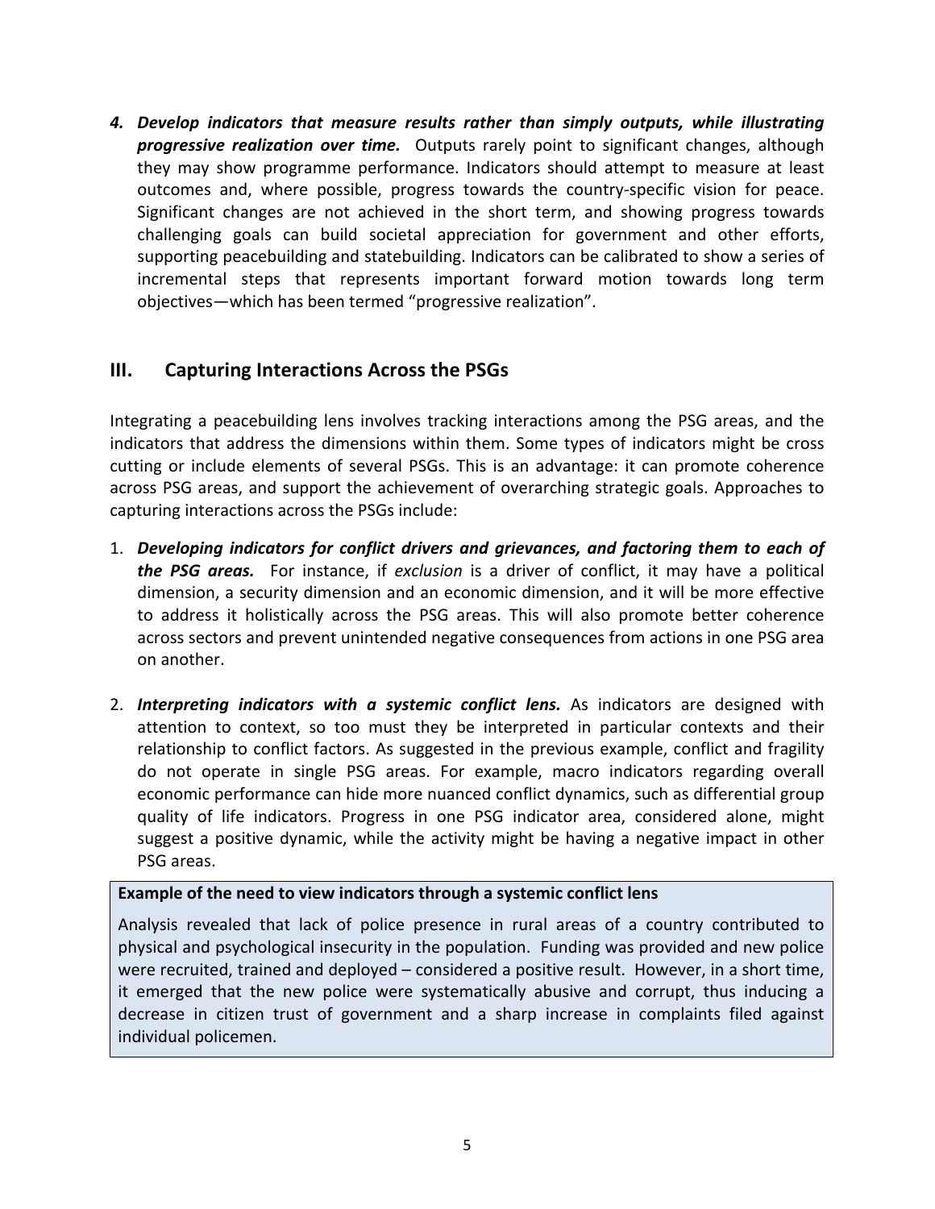4. ***Develop indicators that measure results rather than simply outputs, while illustrating progressive realization over time.*** Outputs rarely point to significant changes, although they may show programme performance. Indicators should attempt to measure at least outcomes and, where possible, progress towards the country-specific vision for peace. Significant changes are not achieved in the short term, and showing progress towards challenging goals can build societal appreciation for government and other efforts, supporting peacebuilding and statebuilding. Indicators can be calibrated to show a series of incremental steps that represents important forward motion towards long term objectives—which has been termed "progressive realization".

## III. Capturing Interactions Across the PSGs

Integrating a peacebuilding lens involves tracking interactions among the PSG areas, and the indicators that address the dimensions within them. Some types of indicators might be cross cutting or include elements of several PSGs. This is an advantage: it can promote coherence across PSG areas, and support the achievement of overarching strategic goals. Approaches to capturing interactions across the PSGs include:

1. ***Developing indicators for conflict drivers and grievances, and factoring them to each of the PSG areas.*** For instance, if *exclusion* is a driver of conflict, it may have a political dimension, a security dimension and an economic dimension, and it will be more effective to address it holistically across the PSG areas. This will also promote better coherence across sectors and prevent unintended negative consequences from actions in one PSG area on another.

2. ***Interpreting indicators with a systemic conflict lens.*** As indicators are designed with attention to context, so too must they be interpreted in particular contexts and their relationship to conflict factors. As suggested in the previous example, conflict and fragility do not operate in single PSG areas. For example, macro indicators regarding overall economic performance can hide more nuanced conflict dynamics, such as differential group quality of life indicators. Progress in one PSG indicator area, considered alone, might suggest a positive dynamic, while the activity might be having a negative impact in other PSG areas.

**Example of the need to view indicators through a systemic conflict lens**

Analysis revealed that lack of police presence in rural areas of a country contributed to physical and psychological insecurity in the population. Funding was provided and new police were recruited, trained and deployed – considered a positive result. However, in a short time, it emerged that the new police were systematically abusive and corrupt, thus inducing a decrease in citizen trust of government and a sharp increase in complaints filed against individual policemen.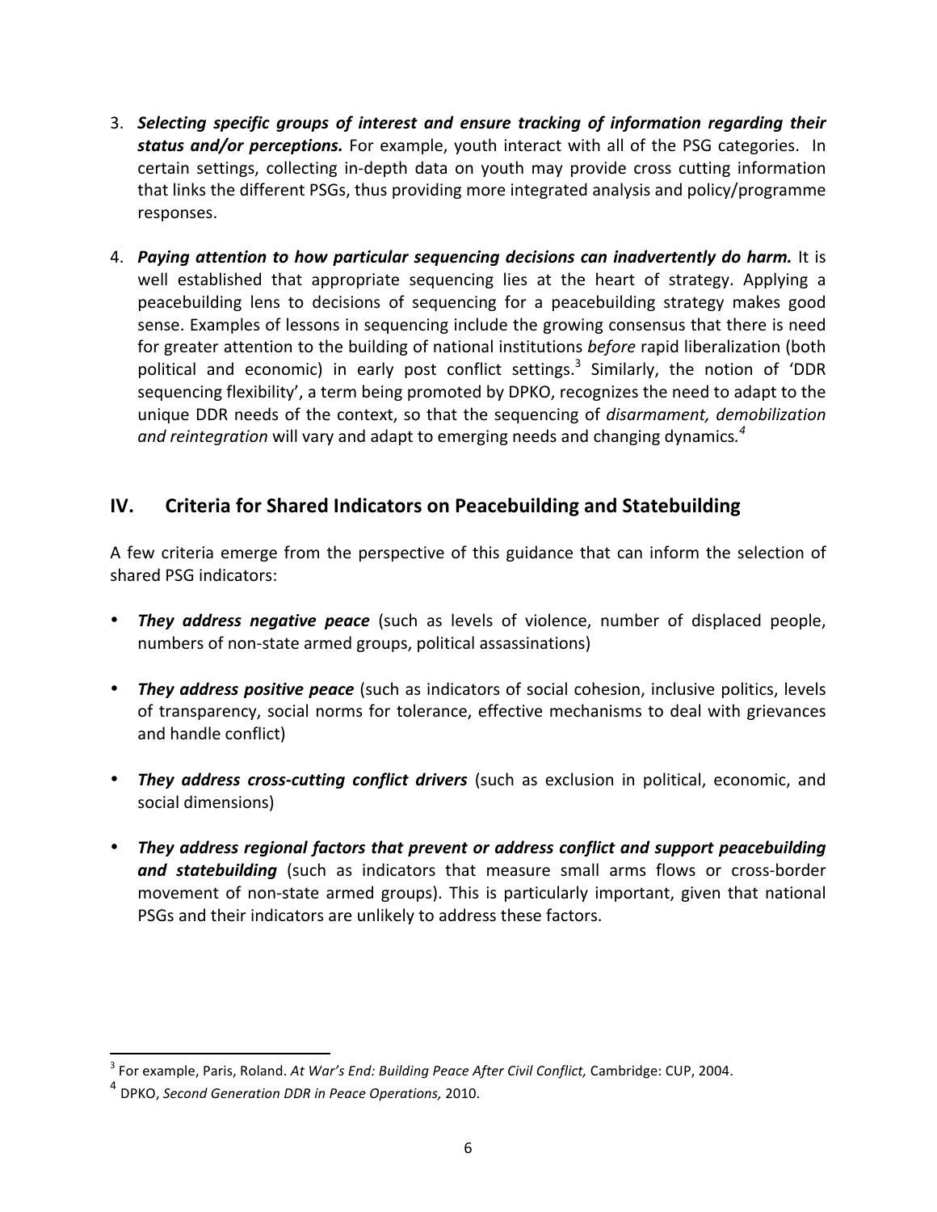3. ***Selecting specific groups of interest and ensure tracking of information regarding their status and/or perceptions.*** For example, youth interact with all of the PSG categories. In certain settings, collecting in-depth data on youth may provide cross cutting information that links the different PSGs, thus providing more integrated analysis and policy/programme responses.

4. ***Paying attention to how particular sequencing decisions can inadvertently do harm.*** It is well established that appropriate sequencing lies at the heart of strategy. Applying a peacebuilding lens to decisions of sequencing for a peacebuilding strategy makes good sense. Examples of lessons in sequencing include the growing consensus that there is need for greater attention to the building of national institutions *before* rapid liberalization (both political and economic) in early post conflict settings.[3] Similarly, the notion of 'DDR sequencing flexibility', a term being promoted by DPKO, recognizes the need to adapt to the unique DDR needs of the context, so that the sequencing of *disarmament, demobilization and reintegration* will vary and adapt to emerging needs and changing dynamics.[4]

## IV. Criteria for Shared Indicators on Peacebuilding and Statebuilding

A few criteria emerge from the perspective of this guidance that can inform the selection of shared PSG indicators:

- ***They address negative peace*** (such as levels of violence, number of displaced people, numbers of non-state armed groups, political assassinations)
- ***They address positive peace*** (such as indicators of social cohesion, inclusive politics, levels of transparency, social norms for tolerance, effective mechanisms to deal with grievances and handle conflict)
- ***They address cross-cutting conflict drivers*** (such as exclusion in political, economic, and social dimensions)
- ***They address regional factors that prevent or address conflict and support peacebuilding and statebuilding*** (such as indicators that measure small arms flows or cross-border movement of non-state armed groups). This is particularly important, given that national PSGs and their indicators are unlikely to address these factors.

---

[3] For example, Paris, Roland. *At War's End: Building Peace After Civil Conflict,* Cambridge: CUP, 2004.

[4] DPKO, *Second Generation DDR in Peace Operations,* 2010.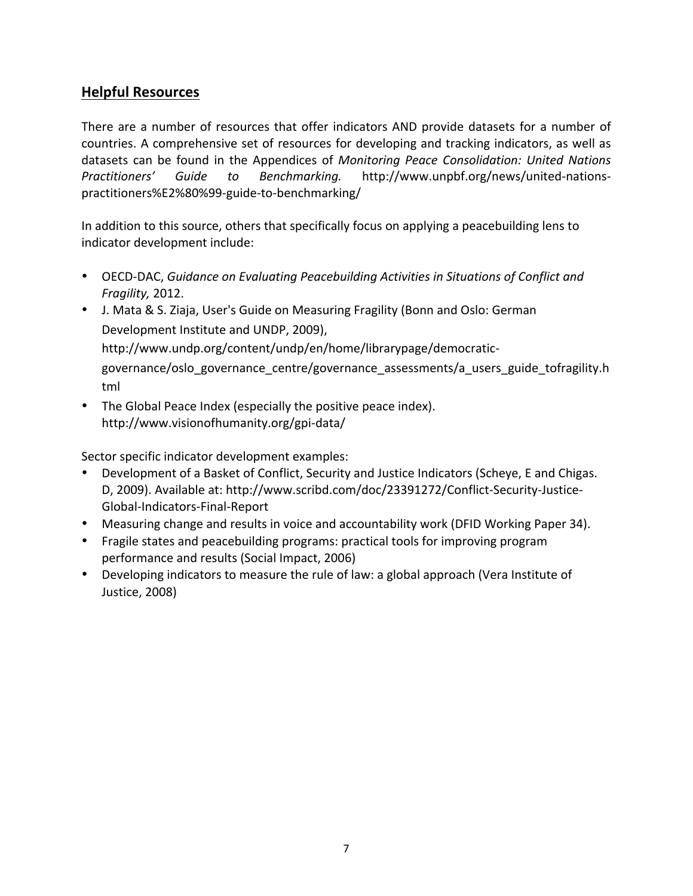## Helpful Resources

There are a number of resources that offer indicators AND provide datasets for a number of countries. A comprehensive set of resources for developing and tracking indicators, as well as datasets can be found in the Appendices of *Monitoring Peace Consolidation: United Nations Practitioners' Guide to Benchmarking.* http://www.unpbf.org/news/united-nations-practitioners%E2%80%99-guide-to-benchmarking/

In addition to this source, others that specifically focus on applying a peacebuilding lens to indicator development include:

- OECD-DAC, *Guidance on Evaluating Peacebuilding Activities in Situations of Conflict and Fragility,* 2012.
- J. Mata & S. Ziaja, User's Guide on Measuring Fragility (Bonn and Oslo: German Development Institute and UNDP, 2009), http://www.undp.org/content/undp/en/home/librarypage/democratic-governance/oslo_governance_centre/governance_assessments/a_users_guide_tofragility.html
- The Global Peace Index (especially the positive peace index). http://www.visionofhumanity.org/gpi-data/

Sector specific indicator development examples:

- Development of a Basket of Conflict, Security and Justice Indicators (Scheye, E and Chigas. D, 2009). Available at: http://www.scribd.com/doc/23391272/Conflict-Security-Justice-Global-Indicators-Final-Report
- Measuring change and results in voice and accountability work (DFID Working Paper 34).
- Fragile states and peacebuilding programs: practical tools for improving program performance and results (Social Impact, 2006)
- Developing indicators to measure the rule of law: a global approach (Vera Institute of Justice, 2008)